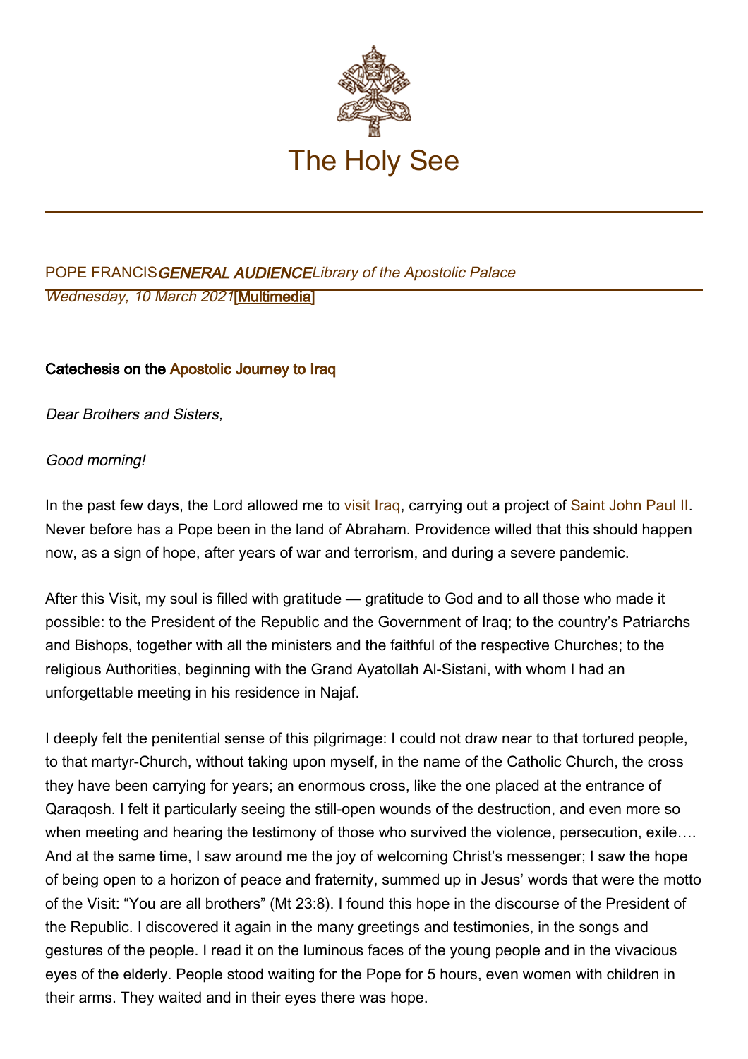# The Holy See

POPE FRANCIS *GENERAL AUDIENCE* *Library of the Apostolic Palace*
*Wednesday, 10 March 2021* [Multimedia]

**Catechesis on the Apostolic Journey to Iraq**

*Dear Brothers and Sisters,*

*Good morning!*

In the past few days, the Lord allowed me to visit Iraq, carrying out a project of Saint John Paul II. Never before has a Pope been in the land of Abraham. Providence willed that this should happen now, as a sign of hope, after years of war and terrorism, and during a severe pandemic.

After this Visit, my soul is filled with gratitude — gratitude to God and to all those who made it possible: to the President of the Republic and the Government of Iraq; to the country's Patriarchs and Bishops, together with all the ministers and the faithful of the respective Churches; to the religious Authorities, beginning with the Grand Ayatollah Al-Sistani, with whom I had an unforgettable meeting in his residence in Najaf.

I deeply felt the penitential sense of this pilgrimage: I could not draw near to that tortured people, to that martyr-Church, without taking upon myself, in the name of the Catholic Church, the cross they have been carrying for years; an enormous cross, like the one placed at the entrance of Qaraqosh. I felt it particularly seeing the still-open wounds of the destruction, and even more so when meeting and hearing the testimony of those who survived the violence, persecution, exile…. And at the same time, I saw around me the joy of welcoming Christ's messenger; I saw the hope of being open to a horizon of peace and fraternity, summed up in Jesus' words that were the motto of the Visit: "You are all brothers" (Mt 23:8). I found this hope in the discourse of the President of the Republic. I discovered it again in the many greetings and testimonies, in the songs and gestures of the people. I read it on the luminous faces of the young people and in the vivacious eyes of the elderly. People stood waiting for the Pope for 5 hours, even women with children in their arms. They waited and in their eyes there was hope.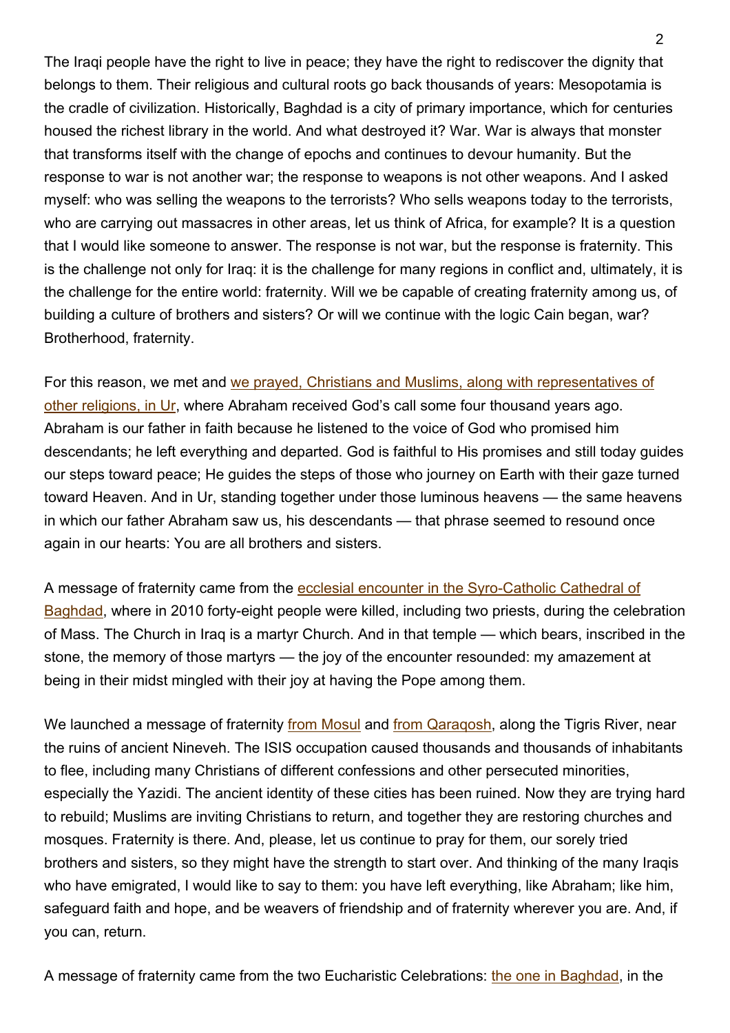The Iraqi people have the right to live in peace; they have the right to rediscover the dignity that belongs to them. Their religious and cultural roots go back thousands of years: Mesopotamia is the cradle of civilization. Historically, Baghdad is a city of primary importance, which for centuries housed the richest library in the world. And what destroyed it? War. War is always that monster that transforms itself with the change of epochs and continues to devour humanity. But the response to war is not another war; the response to weapons is not other weapons. And I asked myself: who was selling the weapons to the terrorists? Who sells weapons today to the terrorists, who are carrying out massacres in other areas, let us think of Africa, for example? It is a question that I would like someone to answer. The response is not war, but the response is fraternity. This is the challenge not only for Iraq: it is the challenge for many regions in conflict and, ultimately, it is the challenge for the entire world: fraternity. Will we be capable of creating fraternity among us, of building a culture of brothers and sisters? Or will we continue with the logic Cain began, war? Brotherhood, fraternity.

For this reason, we met and we prayed, Christians and Muslims, along with representatives of other religions, in Ur, where Abraham received God's call some four thousand years ago. Abraham is our father in faith because he listened to the voice of God who promised him descendants; he left everything and departed. God is faithful to His promises and still today guides our steps toward peace; He guides the steps of those who journey on Earth with their gaze turned toward Heaven. And in Ur, standing together under those luminous heavens — the same heavens in which our father Abraham saw us, his descendants — that phrase seemed to resound once again in our hearts: You are all brothers and sisters.

A message of fraternity came from the ecclesial encounter in the Syro-Catholic Cathedral of Baghdad, where in 2010 forty-eight people were killed, including two priests, during the celebration of Mass. The Church in Iraq is a martyr Church. And in that temple — which bears, inscribed in the stone, the memory of those martyrs — the joy of the encounter resounded: my amazement at being in their midst mingled with their joy at having the Pope among them.

We launched a message of fraternity from Mosul and from Qaraqosh, along the Tigris River, near the ruins of ancient Nineveh. The ISIS occupation caused thousands and thousands of inhabitants to flee, including many Christians of different confessions and other persecuted minorities, especially the Yazidi. The ancient identity of these cities has been ruined. Now they are trying hard to rebuild; Muslims are inviting Christians to return, and together they are restoring churches and mosques. Fraternity is there. And, please, let us continue to pray for them, our sorely tried brothers and sisters, so they might have the strength to start over. And thinking of the many Iraqis who have emigrated, I would like to say to them: you have left everything, like Abraham; like him, safeguard faith and hope, and be weavers of friendship and of fraternity wherever you are. And, if you can, return.

A message of fraternity came from the two Eucharistic Celebrations: the one in Baghdad, in the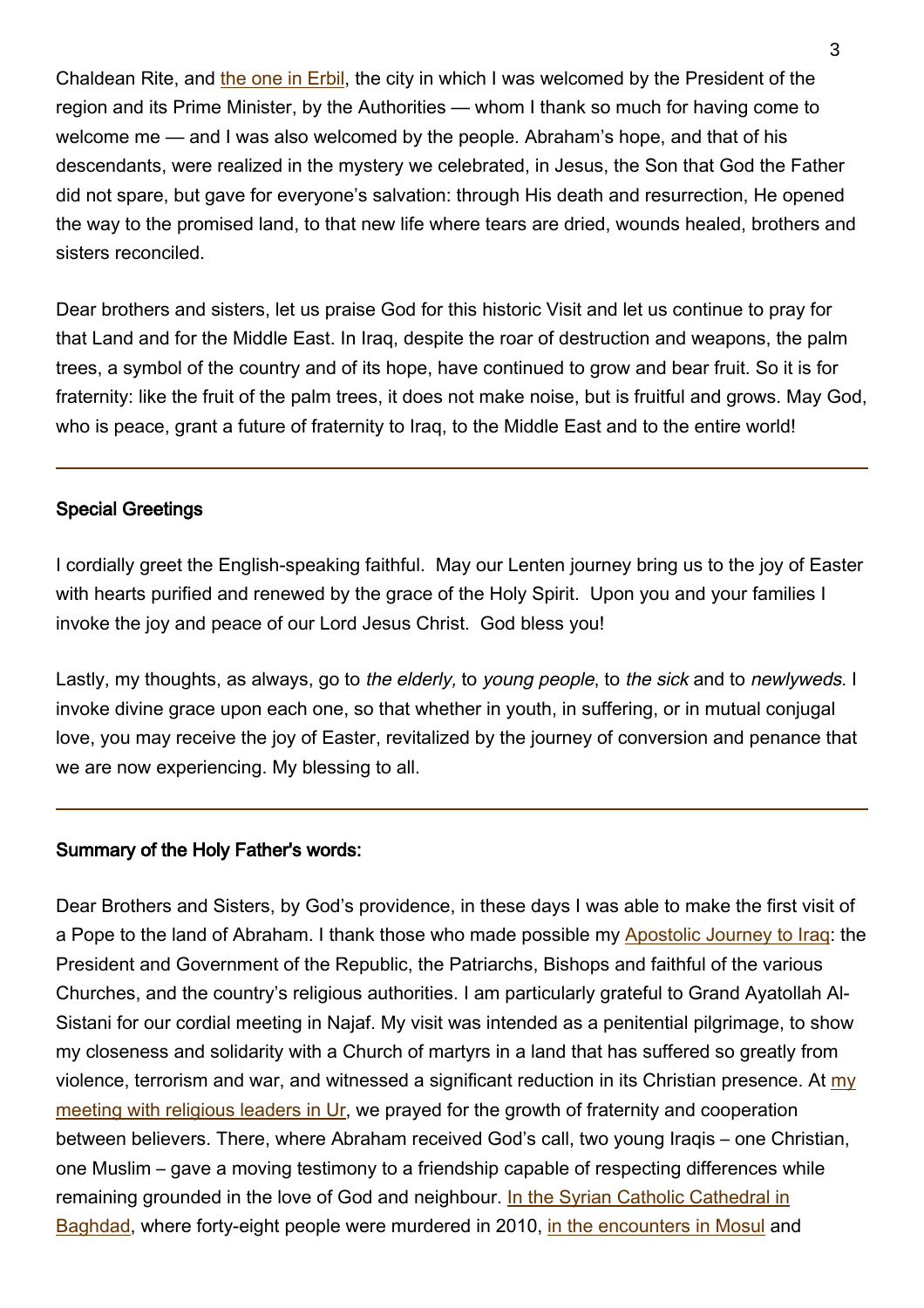Chaldean Rite, and the one in Erbil, the city in which I was welcomed by the President of the region and its Prime Minister, by the Authorities — whom I thank so much for having come to welcome me — and I was also welcomed by the people. Abraham's hope, and that of his descendants, were realized in the mystery we celebrated, in Jesus, the Son that God the Father did not spare, but gave for everyone's salvation: through His death and resurrection, He opened the way to the promised land, to that new life where tears are dried, wounds healed, brothers and sisters reconciled.

Dear brothers and sisters, let us praise God for this historic Visit and let us continue to pray for that Land and for the Middle East. In Iraq, despite the roar of destruction and weapons, the palm trees, a symbol of the country and of its hope, have continued to grow and bear fruit. So it is for fraternity: like the fruit of the palm trees, it does not make noise, but is fruitful and grows. May God, who is peace, grant a future of fraternity to Iraq, to the Middle East and to the entire world!

---

**Special Greetings**

I cordially greet the English-speaking faithful. May our Lenten journey bring us to the joy of Easter with hearts purified and renewed by the grace of the Holy Spirit. Upon you and your families I invoke the joy and peace of our Lord Jesus Christ. God bless you!

Lastly, my thoughts, as always, go to *the elderly,* to *young people*, to *the sick* and to *newlyweds*. I invoke divine grace upon each one, so that whether in youth, in suffering, or in mutual conjugal love, you may receive the joy of Easter, revitalized by the journey of conversion and penance that we are now experiencing. My blessing to all.

---

**Summary of the Holy Father's words:**

Dear Brothers and Sisters, by God's providence, in these days I was able to make the first visit of a Pope to the land of Abraham. I thank those who made possible my Apostolic Journey to Iraq: the President and Government of the Republic, the Patriarchs, Bishops and faithful of the various Churches, and the country's religious authorities. I am particularly grateful to Grand Ayatollah Al-Sistani for our cordial meeting in Najaf. My visit was intended as a penitential pilgrimage, to show my closeness and solidarity with a Church of martyrs in a land that has suffered so greatly from violence, terrorism and war, and witnessed a significant reduction in its Christian presence. At my meeting with religious leaders in Ur, we prayed for the growth of fraternity and cooperation between believers. There, where Abraham received God's call, two young Iraqis – one Christian, one Muslim – gave a moving testimony to a friendship capable of respecting differences while remaining grounded in the love of God and neighbour. In the Syrian Catholic Cathedral in Baghdad, where forty-eight people were murdered in 2010, in the encounters in Mosul and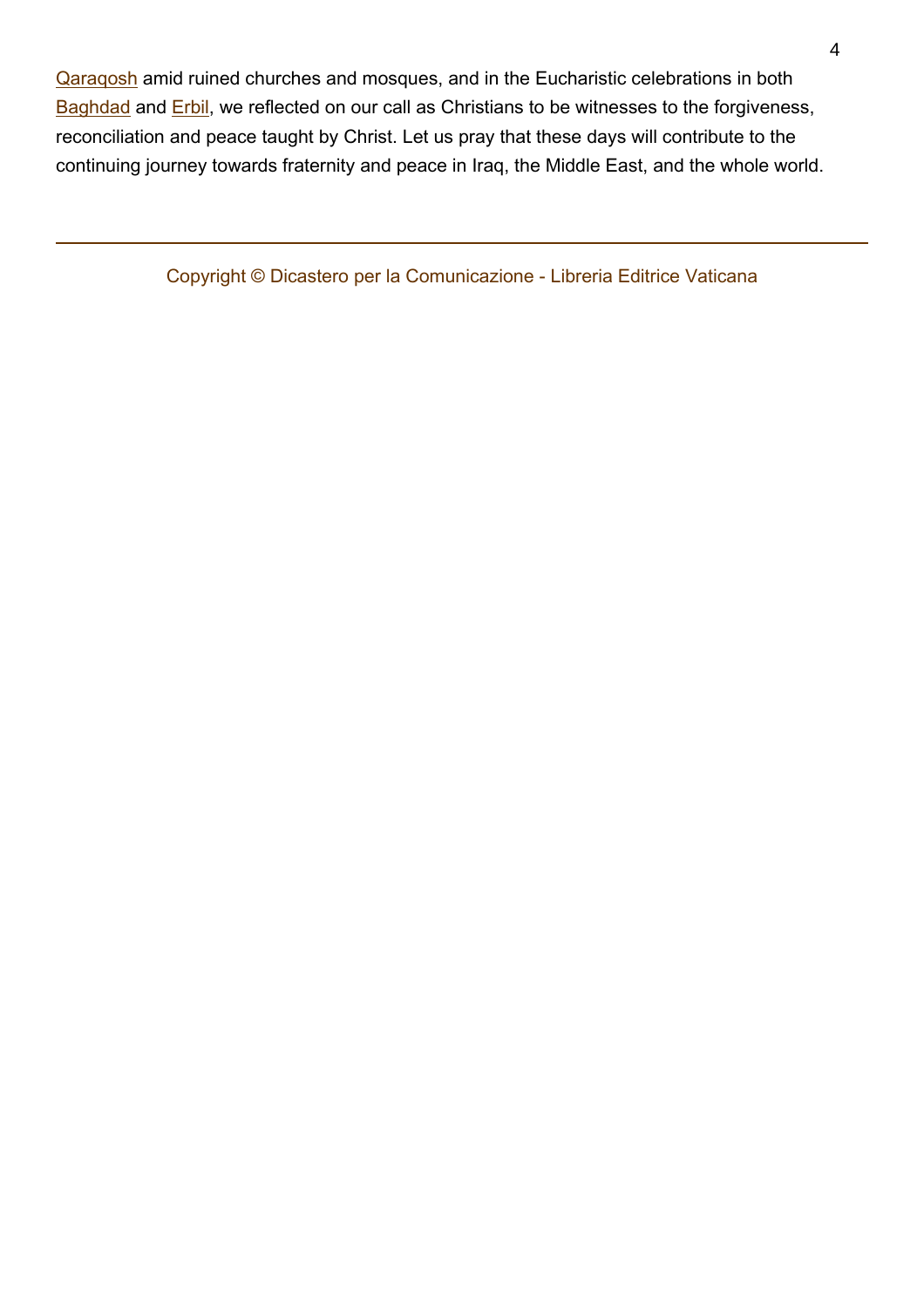Qaraqosh amid ruined churches and mosques, and in the Eucharistic celebrations in both Baghdad and Erbil, we reflected on our call as Christians to be witnesses to the forgiveness, reconciliation and peace taught by Christ. Let us pray that these days will contribute to the continuing journey towards fraternity and peace in Iraq, the Middle East, and the whole world.

---

Copyright © Dicastero per la Comunicazione - Libreria Editrice Vaticana